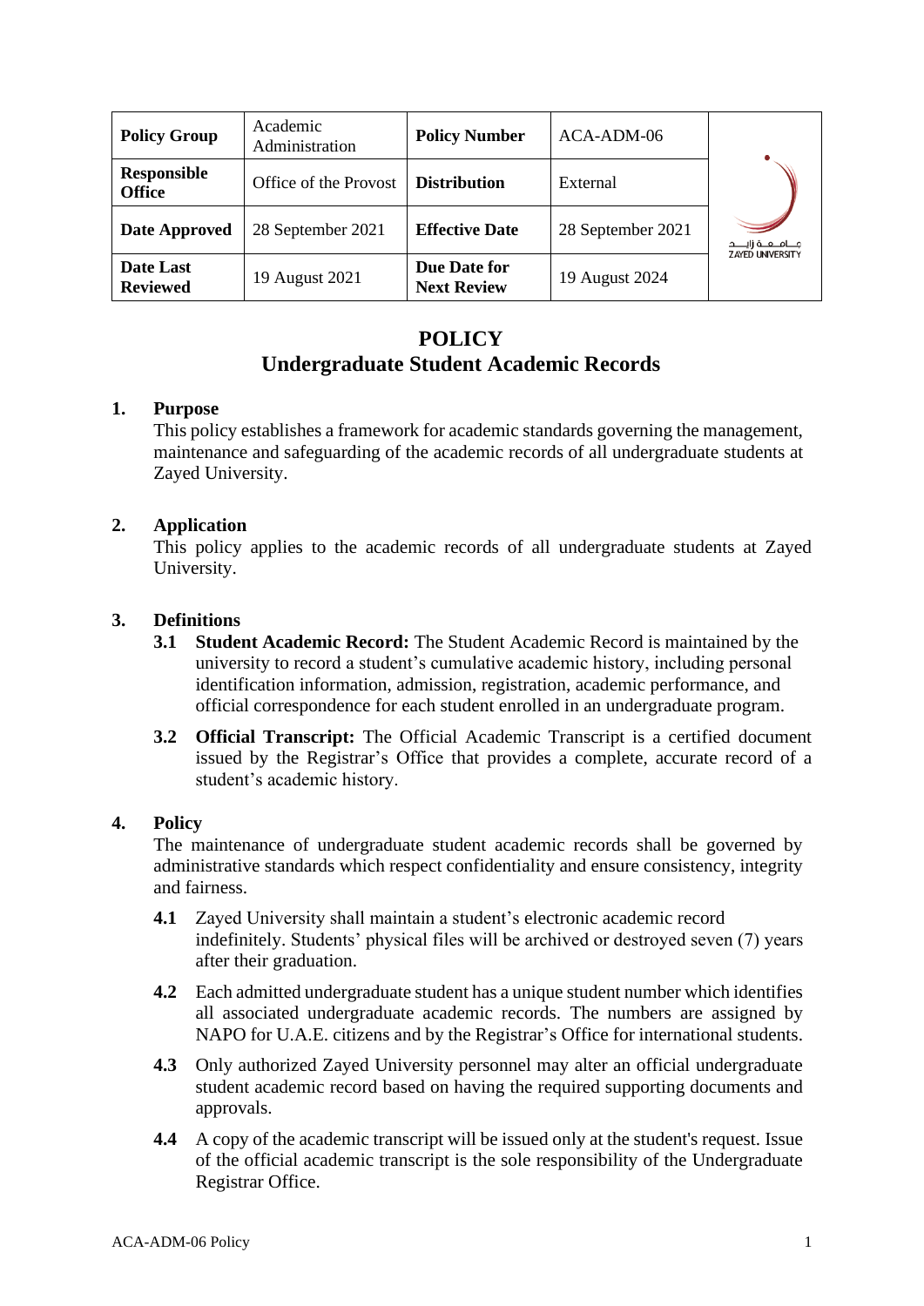| Policy Group | Academic Administration | Policy Number | ACA-ADM-06 |
|---|---|---|---|
| Responsible Office | Office of the Provost | Distribution | External |
| Date Approved | 28 September 2021 | Effective Date | 28 September 2021 |
| Date Last Reviewed | 19 August 2021 | Due Date for Next Review | 19 August 2024 |

# POLICY
# Undergraduate Student Academic Records

## 1. Purpose

This policy establishes a framework for academic standards governing the management, maintenance and safeguarding of the academic records of all undergraduate students at Zayed University.

## 2. Application

This policy applies to the academic records of all undergraduate students at Zayed University.

## 3. Definitions

**3.1 Student Academic Record:** The Student Academic Record is maintained by the university to record a student's cumulative academic history, including personal identification information, admission, registration, academic performance, and official correspondence for each student enrolled in an undergraduate program.

**3.2 Official Transcript:** The Official Academic Transcript is a certified document issued by the Registrar's Office that provides a complete, accurate record of a student's academic history.

## 4. Policy

The maintenance of undergraduate student academic records shall be governed by administrative standards which respect confidentiality and ensure consistency, integrity and fairness.

**4.1** Zayed University shall maintain a student's electronic academic record indefinitely. Students' physical files will be archived or destroyed seven (7) years after their graduation.

**4.2** Each admitted undergraduate student has a unique student number which identifies all associated undergraduate academic records. The numbers are assigned by NAPO for U.A.E. citizens and by the Registrar's Office for international students.

**4.3** Only authorized Zayed University personnel may alter an official undergraduate student academic record based on having the required supporting documents and approvals.

**4.4** A copy of the academic transcript will be issued only at the student's request. Issue of the official academic transcript is the sole responsibility of the Undergraduate Registrar Office.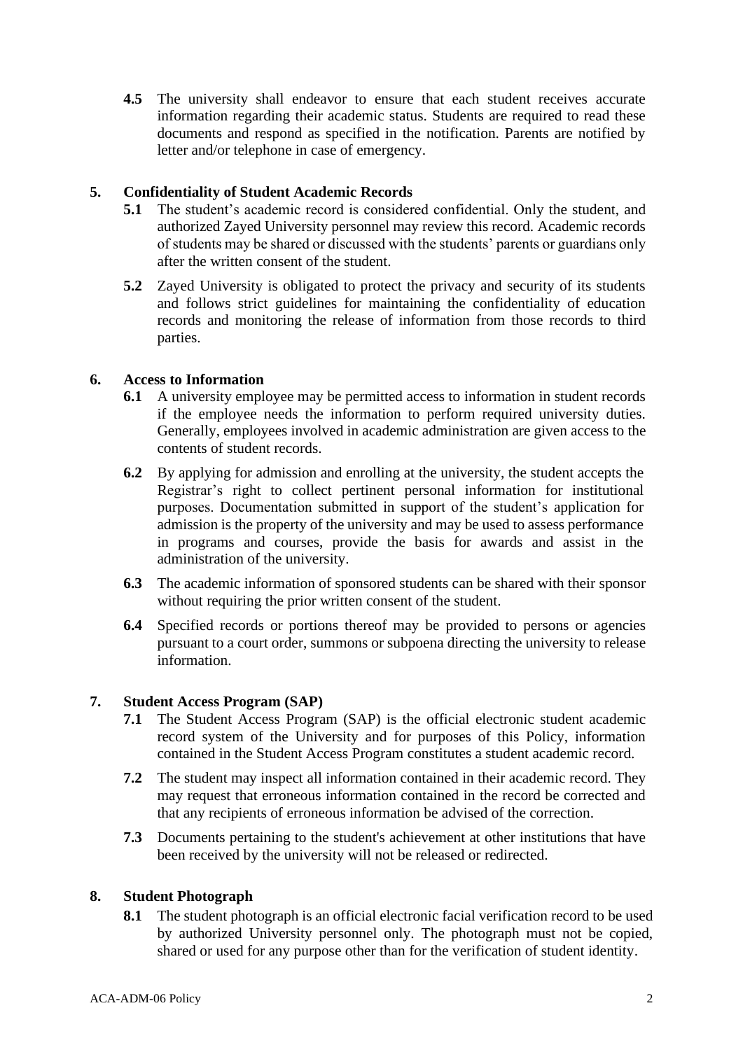**4.5** The university shall endeavor to ensure that each student receives accurate information regarding their academic status. Students are required to read these documents and respond as specified in the notification. Parents are notified by letter and/or telephone in case of emergency.

## 5. Confidentiality of Student Academic Records

**5.1** The student's academic record is considered confidential. Only the student, and authorized Zayed University personnel may review this record. Academic records of students may be shared or discussed with the students' parents or guardians only after the written consent of the student.

**5.2** Zayed University is obligated to protect the privacy and security of its students and follows strict guidelines for maintaining the confidentiality of education records and monitoring the release of information from those records to third parties.

## 6. Access to Information

**6.1** A university employee may be permitted access to information in student records if the employee needs the information to perform required university duties. Generally, employees involved in academic administration are given access to the contents of student records.

**6.2** By applying for admission and enrolling at the university, the student accepts the Registrar's right to collect pertinent personal information for institutional purposes. Documentation submitted in support of the student's application for admission is the property of the university and may be used to assess performance in programs and courses, provide the basis for awards and assist in the administration of the university.

**6.3** The academic information of sponsored students can be shared with their sponsor without requiring the prior written consent of the student.

**6.4** Specified records or portions thereof may be provided to persons or agencies pursuant to a court order, summons or subpoena directing the university to release information.

## 7. Student Access Program (SAP)

**7.1** The Student Access Program (SAP) is the official electronic student academic record system of the University and for purposes of this Policy, information contained in the Student Access Program constitutes a student academic record.

**7.2** The student may inspect all information contained in their academic record. They may request that erroneous information contained in the record be corrected and that any recipients of erroneous information be advised of the correction.

**7.3** Documents pertaining to the student's achievement at other institutions that have been received by the university will not be released or redirected.

## 8. Student Photograph

**8.1** The student photograph is an official electronic facial verification record to be used by authorized University personnel only. The photograph must not be copied, shared or used for any purpose other than for the verification of student identity.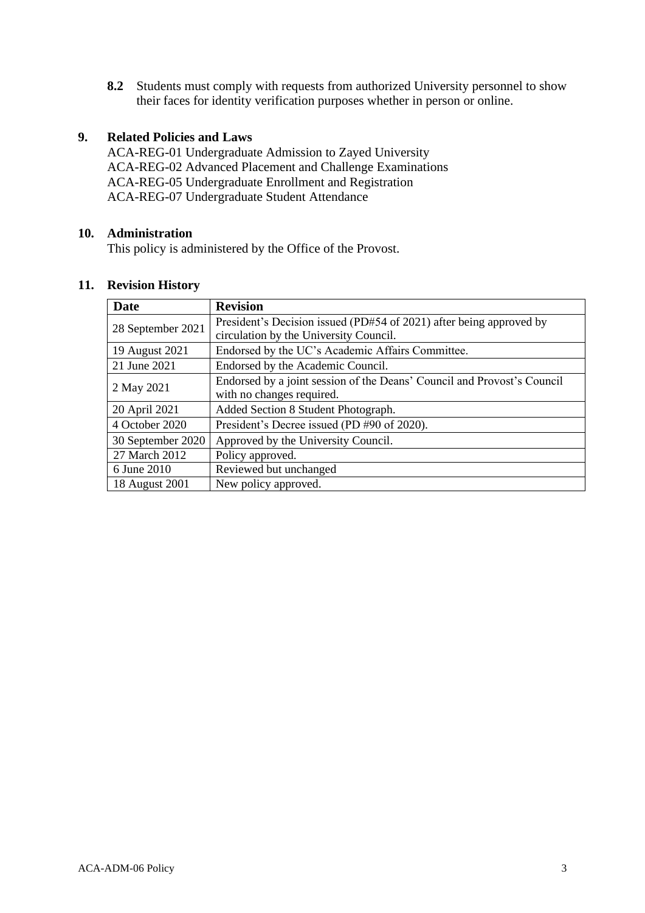**8.2** Students must comply with requests from authorized University personnel to show their faces for identity verification purposes whether in person or online.

## 9. Related Policies and Laws

ACA-REG-01 Undergraduate Admission to Zayed University
ACA-REG-02 Advanced Placement and Challenge Examinations
ACA-REG-05 Undergraduate Enrollment and Registration
ACA-REG-07 Undergraduate Student Attendance

## 10. Administration

This policy is administered by the Office of the Provost.

## 11. Revision History

| Date | Revision |
|---|---|
| 28 September 2021 | President's Decision issued (PD#54 of 2021) after being approved by circulation by the University Council. |
| 19 August 2021 | Endorsed by the UC's Academic Affairs Committee. |
| 21 June 2021 | Endorsed by the Academic Council. |
| 2 May 2021 | Endorsed by a joint session of the Deans' Council and Provost's Council with no changes required. |
| 20 April 2021 | Added Section 8 Student Photograph. |
| 4 October 2020 | President's Decree issued (PD #90 of 2020). |
| 30 September 2020 | Approved by the University Council. |
| 27 March 2012 | Policy approved. |
| 6 June 2010 | Reviewed but unchanged |
| 18 August 2001 | New policy approved. |